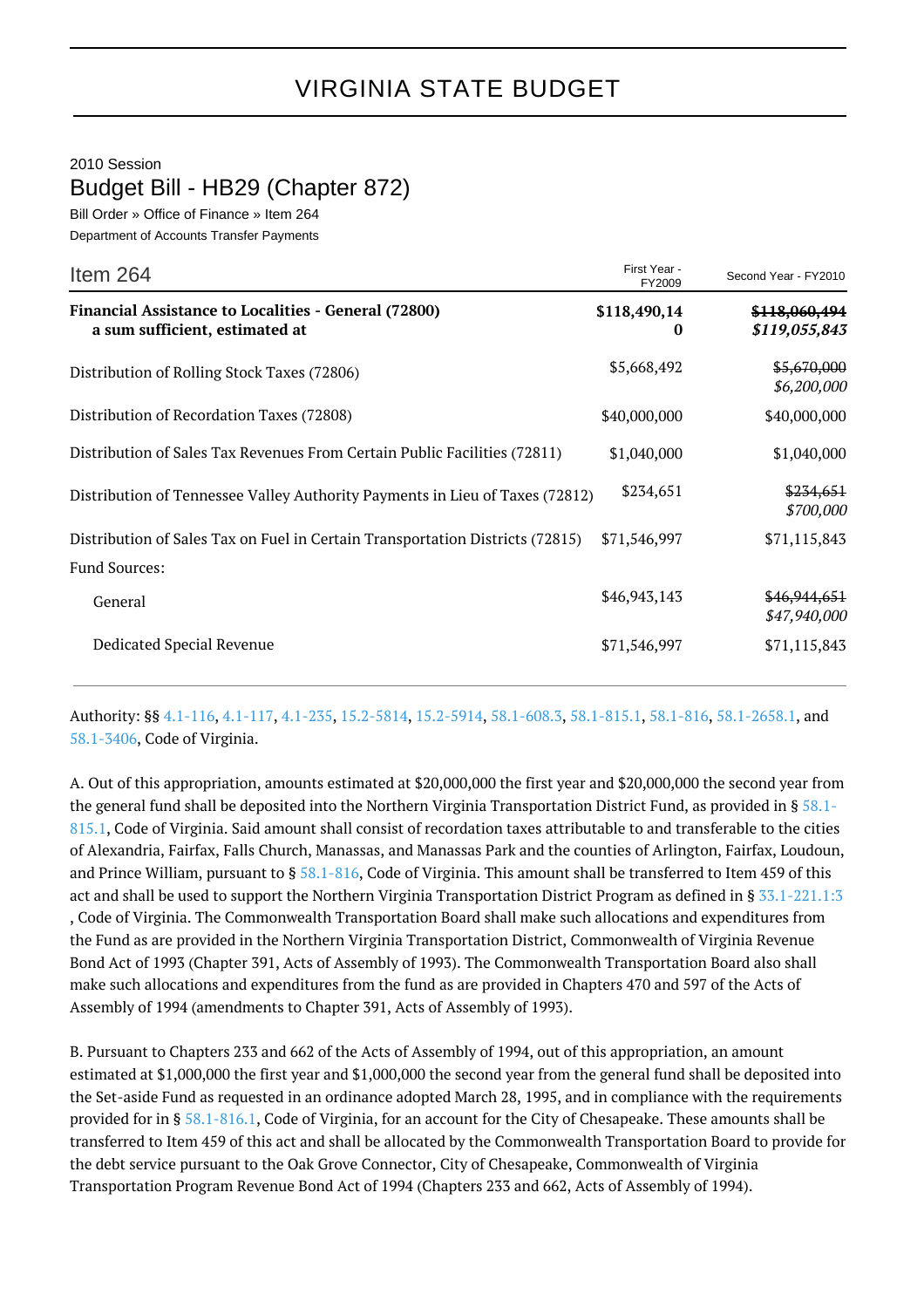# VIRGINIA STATE BUDGET

2010 Session

## Budget Bill - HB29 (Chapter 872)

Bill Order » Office of Finance » Item 264

Department of Accounts Transfer Payments

| Item 264 | First Year - FY2009 | Second Year - FY2010 |
|---|---|---|
| **Financial Assistance to Localities - General (72800) a sum sufficient, estimated at** | **$118,490,140** | ~~$118,060,494~~ ***$119,055,843*** |
| Distribution of Rolling Stock Taxes (72806) | $5,668,492 | ~~$5,670,000~~ *$6,200,000* |
| Distribution of Recordation Taxes (72808) | $40,000,000 | $40,000,000 |
| Distribution of Sales Tax Revenues From Certain Public Facilities (72811) | $1,040,000 | $1,040,000 |
| Distribution of Tennessee Valley Authority Payments in Lieu of Taxes (72812) | $234,651 | ~~$234,651~~ *$700,000* |
| Distribution of Sales Tax on Fuel in Certain Transportation Districts (72815) | $71,546,997 | $71,115,843 |
| Fund Sources: | | |
| General | $46,943,143 | ~~$46,944,651~~ *$47,940,000* |
| Dedicated Special Revenue | $71,546,997 | $71,115,843 |

Authority: §§ 4.1-116, 4.1-117, 4.1-235, 15.2-5814, 15.2-5914, 58.1-608.3, 58.1-815.1, 58.1-816, 58.1-2658.1, and 58.1-3406, Code of Virginia.

A. Out of this appropriation, amounts estimated at $20,000,000 the first year and $20,000,000 the second year from the general fund shall be deposited into the Northern Virginia Transportation District Fund, as provided in § 58.1-815.1, Code of Virginia. Said amount shall consist of recordation taxes attributable to and transferable to the cities of Alexandria, Fairfax, Falls Church, Manassas, and Manassas Park and the counties of Arlington, Fairfax, Loudoun, and Prince William, pursuant to § 58.1-816, Code of Virginia. This amount shall be transferred to Item 459 of this act and shall be used to support the Northern Virginia Transportation District Program as defined in § 33.1-221.1:3 , Code of Virginia. The Commonwealth Transportation Board shall make such allocations and expenditures from the Fund as are provided in the Northern Virginia Transportation District, Commonwealth of Virginia Revenue Bond Act of 1993 (Chapter 391, Acts of Assembly of 1993). The Commonwealth Transportation Board also shall make such allocations and expenditures from the fund as are provided in Chapters 470 and 597 of the Acts of Assembly of 1994 (amendments to Chapter 391, Acts of Assembly of 1993).

B. Pursuant to Chapters 233 and 662 of the Acts of Assembly of 1994, out of this appropriation, an amount estimated at $1,000,000 the first year and $1,000,000 the second year from the general fund shall be deposited into the Set-aside Fund as requested in an ordinance adopted March 28, 1995, and in compliance with the requirements provided for in § 58.1-816.1, Code of Virginia, for an account for the City of Chesapeake. These amounts shall be transferred to Item 459 of this act and shall be allocated by the Commonwealth Transportation Board to provide for the debt service pursuant to the Oak Grove Connector, City of Chesapeake, Commonwealth of Virginia Transportation Program Revenue Bond Act of 1994 (Chapters 233 and 662, Acts of Assembly of 1994).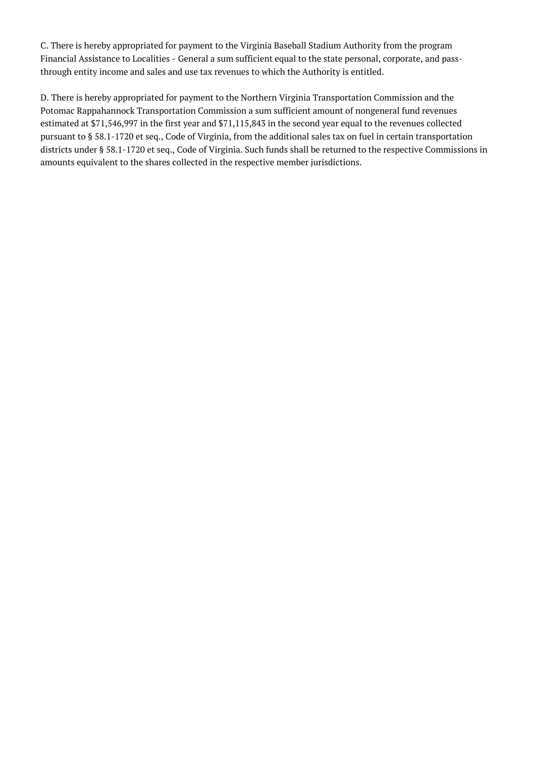C. There is hereby appropriated for payment to the Virginia Baseball Stadium Authority from the program Financial Assistance to Localities - General a sum sufficient equal to the state personal, corporate, and pass-through entity income and sales and use tax revenues to which the Authority is entitled.

D. There is hereby appropriated for payment to the Northern Virginia Transportation Commission and the Potomac Rappahannock Transportation Commission a sum sufficient amount of nongeneral fund revenues estimated at $71,546,997 in the first year and $71,115,843 in the second year equal to the revenues collected pursuant to § 58.1-1720 et seq., Code of Virginia, from the additional sales tax on fuel in certain transportation districts under § 58.1-1720 et seq., Code of Virginia. Such funds shall be returned to the respective Commissions in amounts equivalent to the shares collected in the respective member jurisdictions.